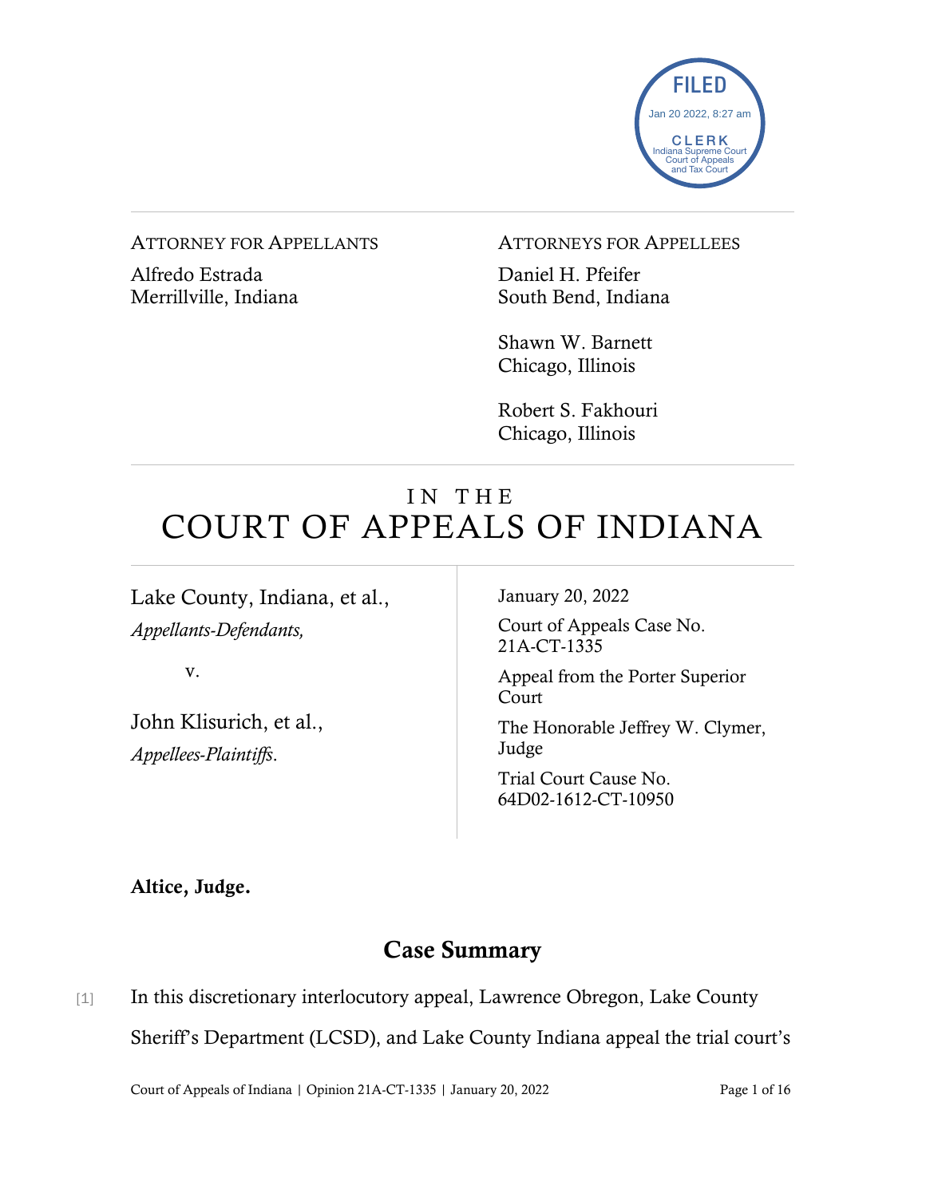FILED
Jan 20 2022, 8:27 am
CLERK
Indiana Supreme Court
Court of Appeals
and Tax Court

ATTORNEY FOR APPELLANTS

Alfredo Estrada
Merrillville, Indiana

ATTORNEYS FOR APPELLEES

Daniel H. Pfeifer
South Bend, Indiana

Shawn W. Barnett
Chicago, Illinois

Robert S. Fakhouri
Chicago, Illinois

# IN THE COURT OF APPEALS OF INDIANA

Lake County, Indiana, et al.,
*Appellants-Defendants,*

v.

John Klisurich, et al.,
*Appellees-Plaintiffs.*

January 20, 2022

Court of Appeals Case No. 21A-CT-1335

Appeal from the Porter Superior Court

The Honorable Jeffrey W. Clymer, Judge

Trial Court Cause No. 64D02-1612-CT-10950

**Altice, Judge.**

## Case Summary

[1] In this discretionary interlocutory appeal, Lawrence Obregon, Lake County Sheriff's Department (LCSD), and Lake County Indiana appeal the trial court's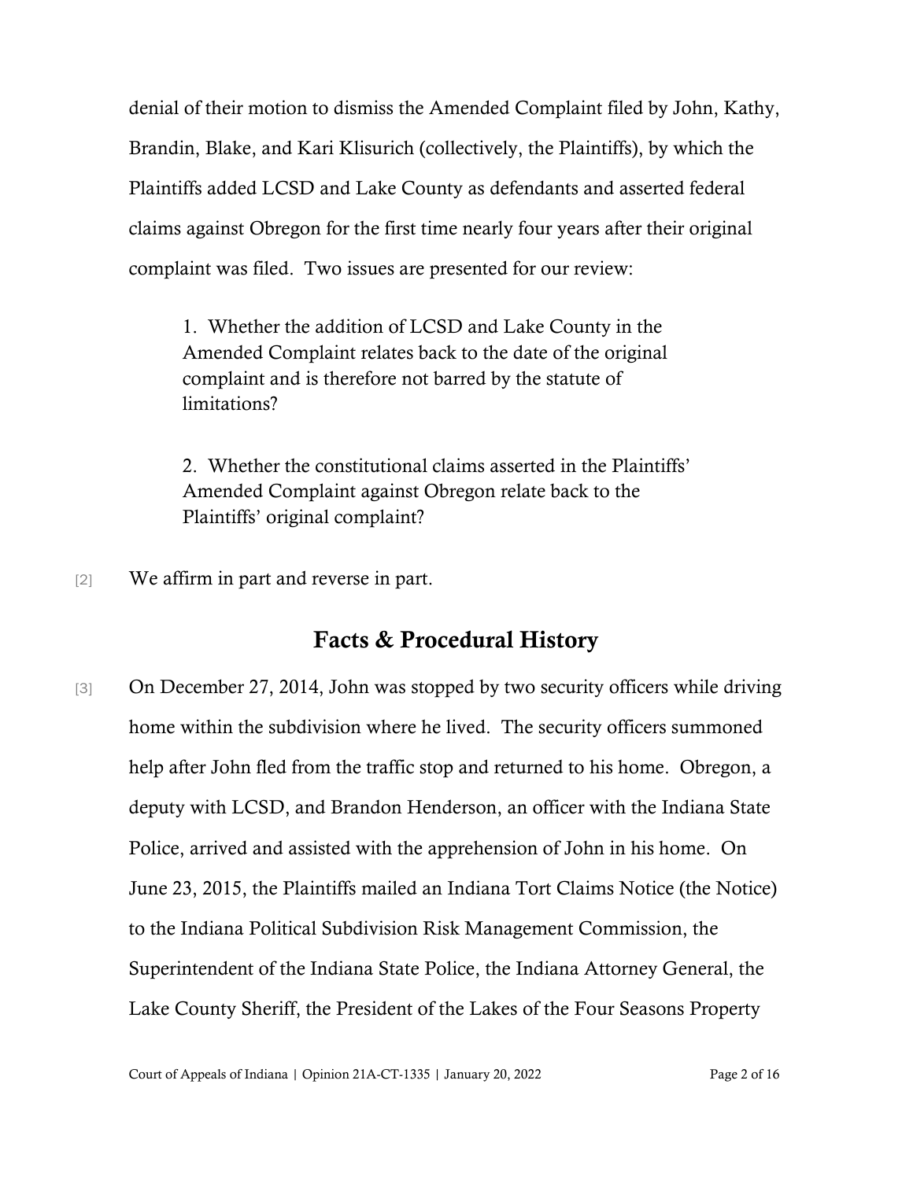denial of their motion to dismiss the Amended Complaint filed by John, Kathy, Brandin, Blake, and Kari Klisurich (collectively, the Plaintiffs), by which the Plaintiffs added LCSD and Lake County as defendants and asserted federal claims against Obregon for the first time nearly four years after their original complaint was filed. Two issues are presented for our review:

> 1. Whether the addition of LCSD and Lake County in the Amended Complaint relates back to the date of the original complaint and is therefore not barred by the statute of limitations?
>
> 2. Whether the constitutional claims asserted in the Plaintiffs' Amended Complaint against Obregon relate back to the Plaintiffs' original complaint?

[2] We affirm in part and reverse in part.

## Facts & Procedural History

[3] On December 27, 2014, John was stopped by two security officers while driving home within the subdivision where he lived. The security officers summoned help after John fled from the traffic stop and returned to his home. Obregon, a deputy with LCSD, and Brandon Henderson, an officer with the Indiana State Police, arrived and assisted with the apprehension of John in his home. On June 23, 2015, the Plaintiffs mailed an Indiana Tort Claims Notice (the Notice) to the Indiana Political Subdivision Risk Management Commission, the Superintendent of the Indiana State Police, the Indiana Attorney General, the Lake County Sheriff, the President of the Lakes of the Four Seasons Property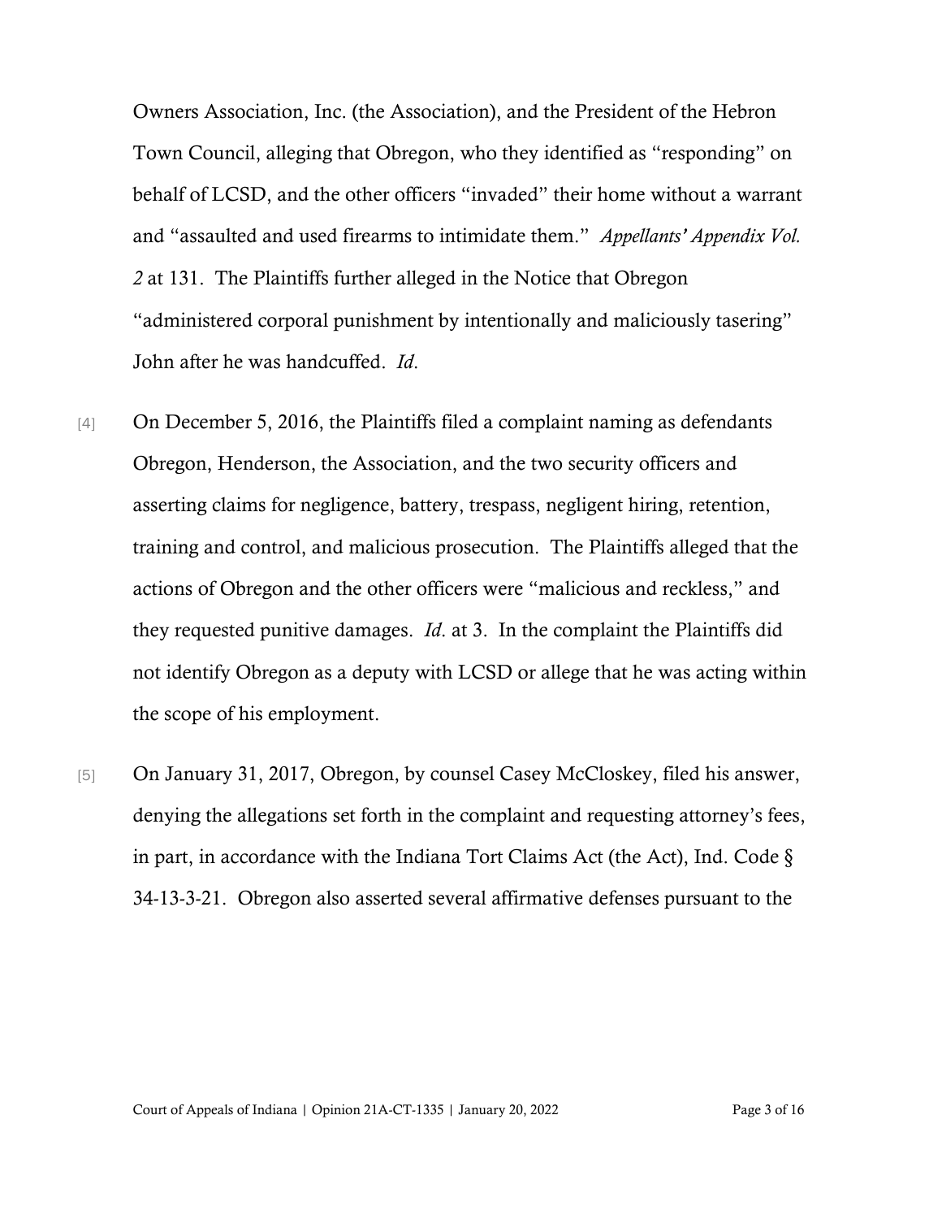Owners Association, Inc. (the Association), and the President of the Hebron Town Council, alleging that Obregon, who they identified as "responding" on behalf of LCSD, and the other officers "invaded" their home without a warrant and "assaulted and used firearms to intimidate them." *Appellants' Appendix Vol. 2* at 131. The Plaintiffs further alleged in the Notice that Obregon "administered corporal punishment by intentionally and maliciously tasering" John after he was handcuffed. *Id*.

[4] On December 5, 2016, the Plaintiffs filed a complaint naming as defendants Obregon, Henderson, the Association, and the two security officers and asserting claims for negligence, battery, trespass, negligent hiring, retention, training and control, and malicious prosecution. The Plaintiffs alleged that the actions of Obregon and the other officers were "malicious and reckless," and they requested punitive damages. *Id*. at 3. In the complaint the Plaintiffs did not identify Obregon as a deputy with LCSD or allege that he was acting within the scope of his employment.

[5] On January 31, 2017, Obregon, by counsel Casey McCloskey, filed his answer, denying the allegations set forth in the complaint and requesting attorney's fees, in part, in accordance with the Indiana Tort Claims Act (the Act), Ind. Code § 34-13-3-21. Obregon also asserted several affirmative defenses pursuant to the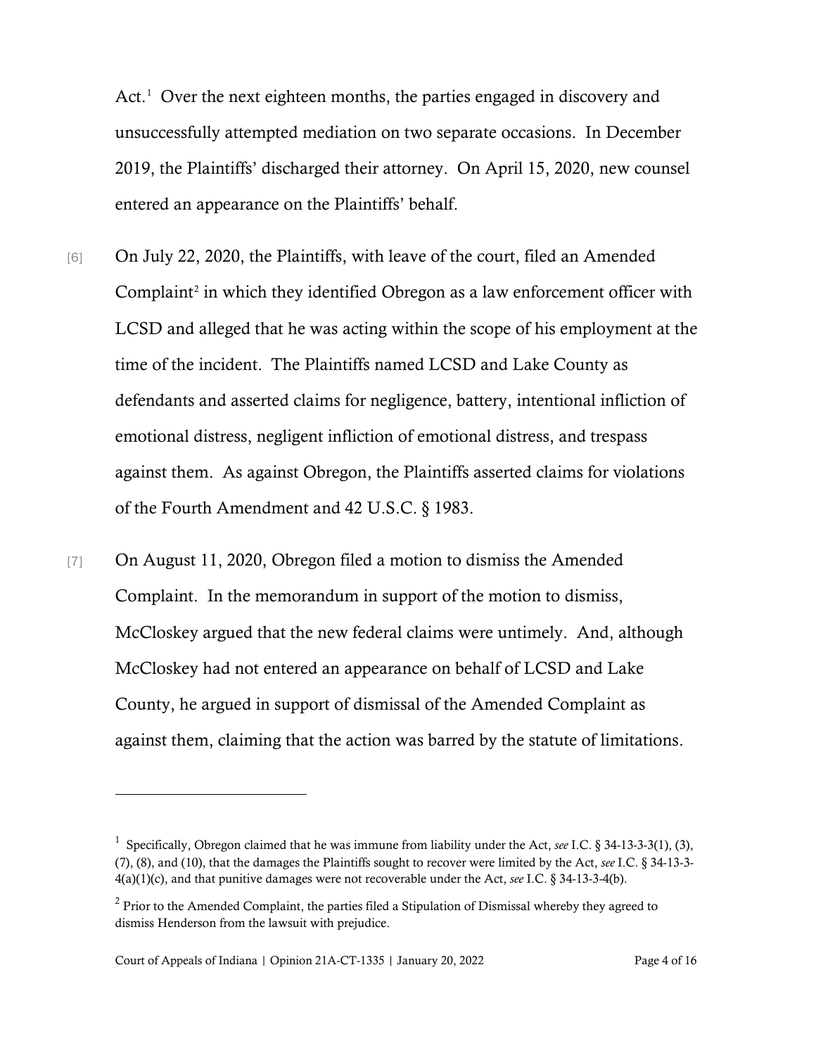Act.[1] Over the next eighteen months, the parties engaged in discovery and unsuccessfully attempted mediation on two separate occasions. In December 2019, the Plaintiffs' discharged their attorney. On April 15, 2020, new counsel entered an appearance on the Plaintiffs' behalf.

[6] On July 22, 2020, the Plaintiffs, with leave of the court, filed an Amended Complaint[2] in which they identified Obregon as a law enforcement officer with LCSD and alleged that he was acting within the scope of his employment at the time of the incident. The Plaintiffs named LCSD and Lake County as defendants and asserted claims for negligence, battery, intentional infliction of emotional distress, negligent infliction of emotional distress, and trespass against them. As against Obregon, the Plaintiffs asserted claims for violations of the Fourth Amendment and 42 U.S.C. § 1983.

[7] On August 11, 2020, Obregon filed a motion to dismiss the Amended Complaint. In the memorandum in support of the motion to dismiss, McCloskey argued that the new federal claims were untimely. And, although McCloskey had not entered an appearance on behalf of LCSD and Lake County, he argued in support of dismissal of the Amended Complaint as against them, claiming that the action was barred by the statute of limitations.

---

[1] Specifically, Obregon claimed that he was immune from liability under the Act, *see* I.C. § 34-13-3-3(1), (3), (7), (8), and (10), that the damages the Plaintiffs sought to recover were limited by the Act, *see* I.C. § 34-13-3-4(a)(1)(c), and that punitive damages were not recoverable under the Act, *see* I.C. § 34-13-3-4(b).

[2] Prior to the Amended Complaint, the parties filed a Stipulation of Dismissal whereby they agreed to dismiss Henderson from the lawsuit with prejudice.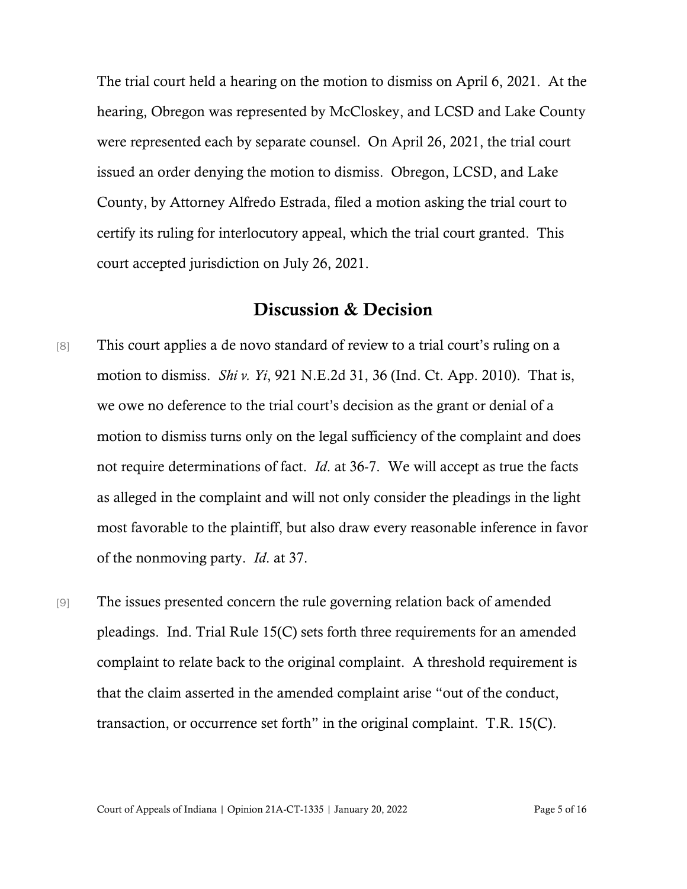The trial court held a hearing on the motion to dismiss on April 6, 2021. At the hearing, Obregon was represented by McCloskey, and LCSD and Lake County were represented each by separate counsel. On April 26, 2021, the trial court issued an order denying the motion to dismiss. Obregon, LCSD, and Lake County, by Attorney Alfredo Estrada, filed a motion asking the trial court to certify its ruling for interlocutory appeal, which the trial court granted. This court accepted jurisdiction on July 26, 2021.

## Discussion & Decision

[8] This court applies a de novo standard of review to a trial court's ruling on a motion to dismiss. *Shi v. Yi*, 921 N.E.2d 31, 36 (Ind. Ct. App. 2010). That is, we owe no deference to the trial court's decision as the grant or denial of a motion to dismiss turns only on the legal sufficiency of the complaint and does not require determinations of fact. *Id*. at 36-7. We will accept as true the facts as alleged in the complaint and will not only consider the pleadings in the light most favorable to the plaintiff, but also draw every reasonable inference in favor of the nonmoving party. *Id*. at 37.

[9] The issues presented concern the rule governing relation back of amended pleadings. Ind. Trial Rule 15(C) sets forth three requirements for an amended complaint to relate back to the original complaint. A threshold requirement is that the claim asserted in the amended complaint arise "out of the conduct, transaction, or occurrence set forth" in the original complaint. T.R. 15(C).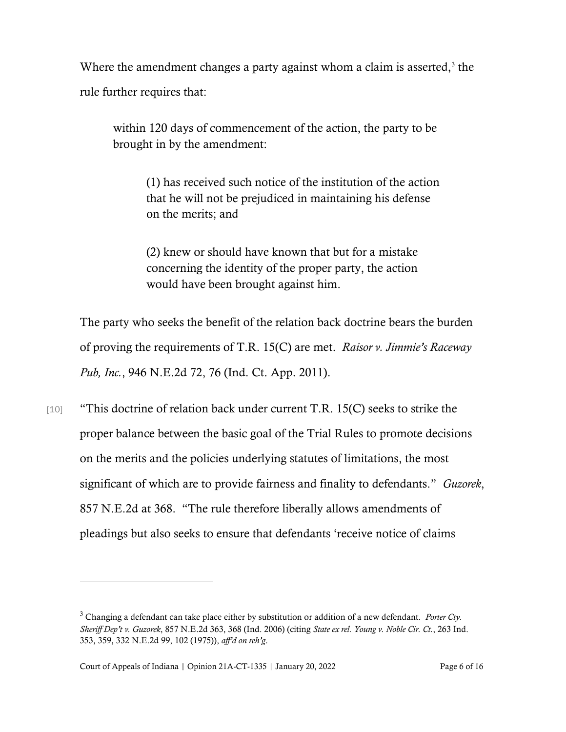Where the amendment changes a party against whom a claim is asserted,[3] the rule further requires that:

> within 120 days of commencement of the action, the party to be brought in by the amendment:
>
> > (1) has received such notice of the institution of the action that he will not be prejudiced in maintaining his defense on the merits; and
> >
> > (2) knew or should have known that but for a mistake concerning the identity of the proper party, the action would have been brought against him.

The party who seeks the benefit of the relation back doctrine bears the burden of proving the requirements of T.R. 15(C) are met. *Raisor v. Jimmie's Raceway Pub, Inc.*, 946 N.E.2d 72, 76 (Ind. Ct. App. 2011).

[10] "This doctrine of relation back under current T.R. 15(C) seeks to strike the proper balance between the basic goal of the Trial Rules to promote decisions on the merits and the policies underlying statutes of limitations, the most significant of which are to provide fairness and finality to defendants." *Guzorek*, 857 N.E.2d at 368. "The rule therefore liberally allows amendments of pleadings but also seeks to ensure that defendants 'receive notice of claims

---

[3] Changing a defendant can take place either by substitution or addition of a new defendant. *Porter Cty. Sheriff Dep't v. Guzorek*, 857 N.E.2d 363, 368 (Ind. 2006) (citing *State ex rel. Young v. Noble Cir. Ct.*, 263 Ind. 353, 359, 332 N.E.2d 99, 102 (1975)), *aff'd on reh'g*.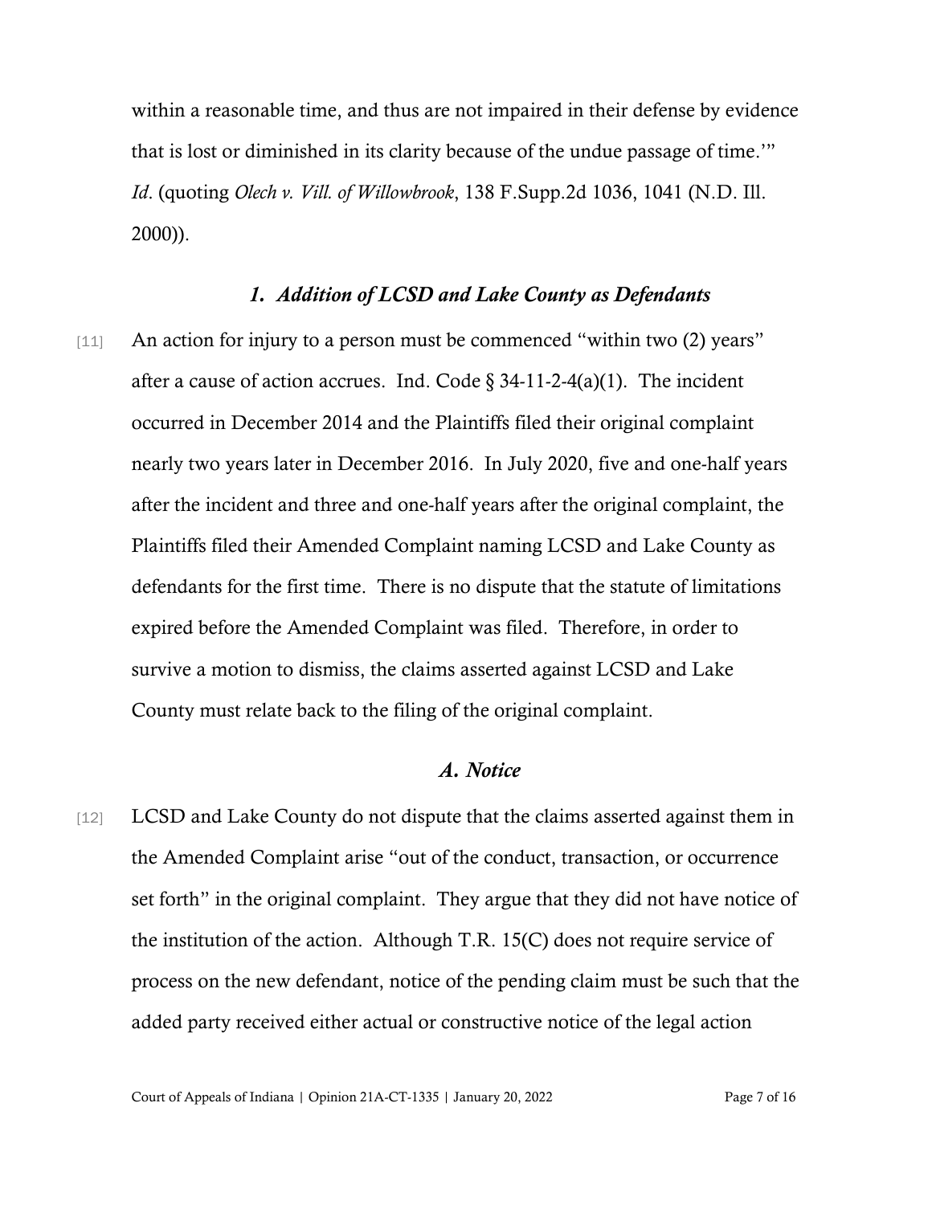within a reasonable time, and thus are not impaired in their defense by evidence that is lost or diminished in its clarity because of the undue passage of time.'" *Id*. (quoting *Olech v. Vill. of Willowbrook*, 138 F.Supp.2d 1036, 1041 (N.D. Ill. 2000)).

### *1. Addition of LCSD and Lake County as Defendants*

[11] An action for injury to a person must be commenced "within two (2) years" after a cause of action accrues. Ind. Code § 34-11-2-4(a)(1). The incident occurred in December 2014 and the Plaintiffs filed their original complaint nearly two years later in December 2016. In July 2020, five and one-half years after the incident and three and one-half years after the original complaint, the Plaintiffs filed their Amended Complaint naming LCSD and Lake County as defendants for the first time. There is no dispute that the statute of limitations expired before the Amended Complaint was filed. Therefore, in order to survive a motion to dismiss, the claims asserted against LCSD and Lake County must relate back to the filing of the original complaint.

### *A. Notice*

[12] LCSD and Lake County do not dispute that the claims asserted against them in the Amended Complaint arise "out of the conduct, transaction, or occurrence set forth" in the original complaint. They argue that they did not have notice of the institution of the action. Although T.R. 15(C) does not require service of process on the new defendant, notice of the pending claim must be such that the added party received either actual or constructive notice of the legal action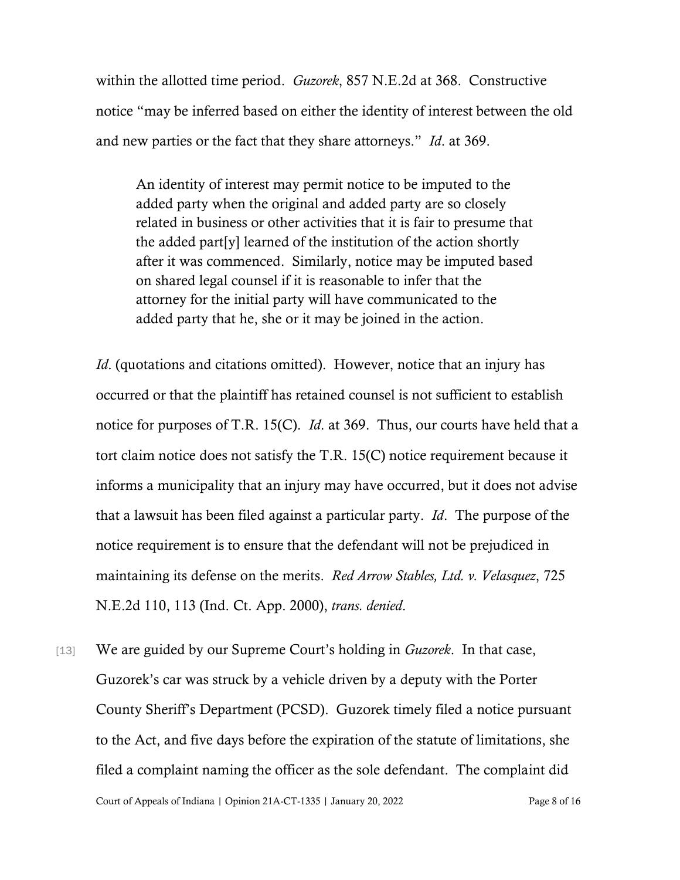within the allotted time period. *Guzorek*, 857 N.E.2d at 368. Constructive notice "may be inferred based on either the identity of interest between the old and new parties or the fact that they share attorneys." *Id*. at 369.

> An identity of interest may permit notice to be imputed to the added party when the original and added party are so closely related in business or other activities that it is fair to presume that the added part[y] learned of the institution of the action shortly after it was commenced. Similarly, notice may be imputed based on shared legal counsel if it is reasonable to infer that the attorney for the initial party will have communicated to the added party that he, she or it may be joined in the action.

*Id*. (quotations and citations omitted). However, notice that an injury has occurred or that the plaintiff has retained counsel is not sufficient to establish notice for purposes of T.R. 15(C). *Id*. at 369. Thus, our courts have held that a tort claim notice does not satisfy the T.R. 15(C) notice requirement because it informs a municipality that an injury may have occurred, but it does not advise that a lawsuit has been filed against a particular party. *Id*. The purpose of the notice requirement is to ensure that the defendant will not be prejudiced in maintaining its defense on the merits. *Red Arrow Stables, Ltd. v. Velasquez*, 725 N.E.2d 110, 113 (Ind. Ct. App. 2000), *trans. denied*.

[13] We are guided by our Supreme Court's holding in *Guzorek*. In that case, Guzorek's car was struck by a vehicle driven by a deputy with the Porter County Sheriff's Department (PCSD). Guzorek timely filed a notice pursuant to the Act, and five days before the expiration of the statute of limitations, she filed a complaint naming the officer as the sole defendant. The complaint did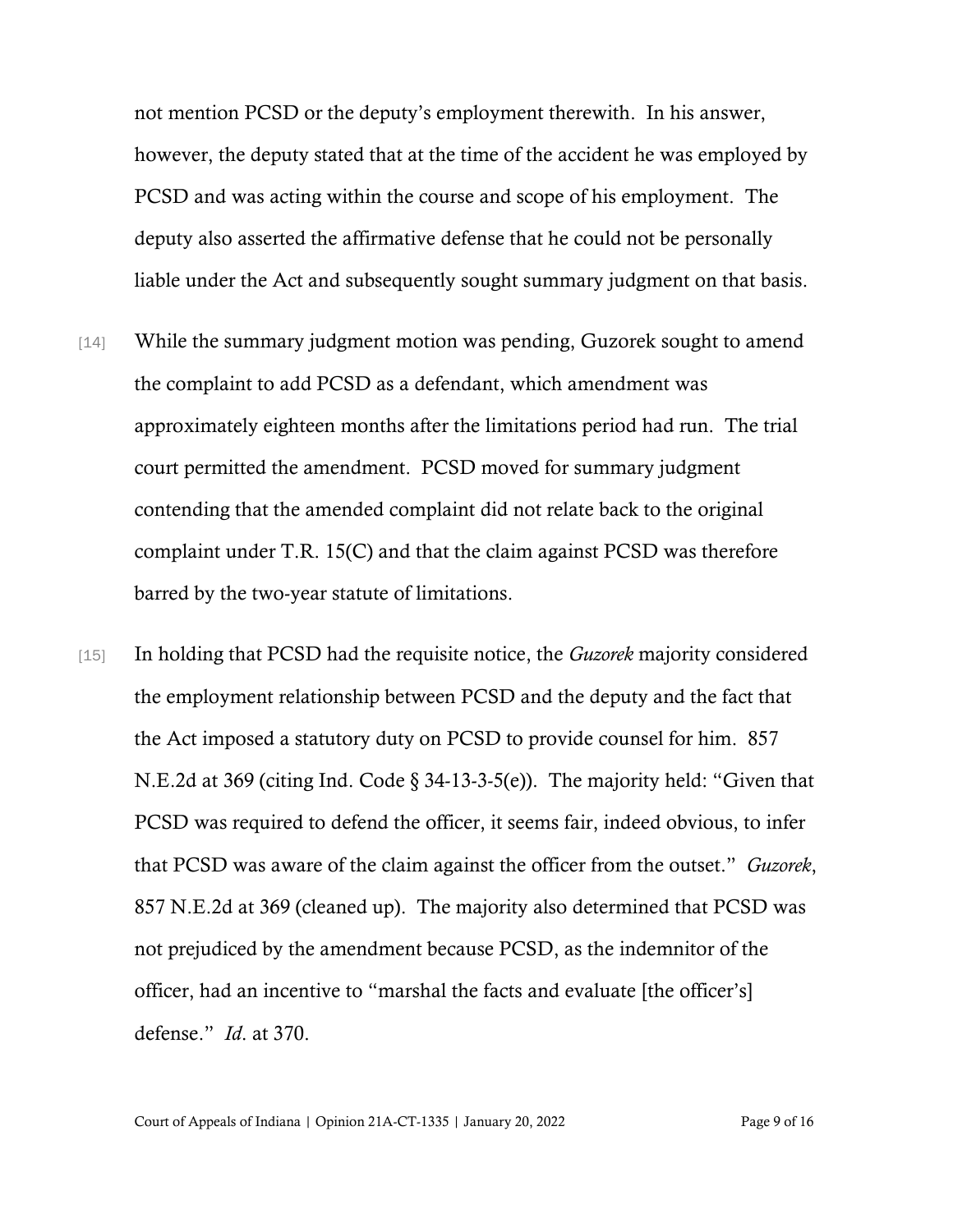not mention PCSD or the deputy's employment therewith. In his answer, however, the deputy stated that at the time of the accident he was employed by PCSD and was acting within the course and scope of his employment. The deputy also asserted the affirmative defense that he could not be personally liable under the Act and subsequently sought summary judgment on that basis.

[14] While the summary judgment motion was pending, Guzorek sought to amend the complaint to add PCSD as a defendant, which amendment was approximately eighteen months after the limitations period had run. The trial court permitted the amendment. PCSD moved for summary judgment contending that the amended complaint did not relate back to the original complaint under T.R. 15(C) and that the claim against PCSD was therefore barred by the two-year statute of limitations.

[15] In holding that PCSD had the requisite notice, the *Guzorek* majority considered the employment relationship between PCSD and the deputy and the fact that the Act imposed a statutory duty on PCSD to provide counsel for him. 857 N.E.2d at 369 (citing Ind. Code § 34-13-3-5(e)). The majority held: "Given that PCSD was required to defend the officer, it seems fair, indeed obvious, to infer that PCSD was aware of the claim against the officer from the outset." *Guzorek*, 857 N.E.2d at 369 (cleaned up). The majority also determined that PCSD was not prejudiced by the amendment because PCSD, as the indemnitor of the officer, had an incentive to "marshal the facts and evaluate [the officer's] defense." *Id*. at 370.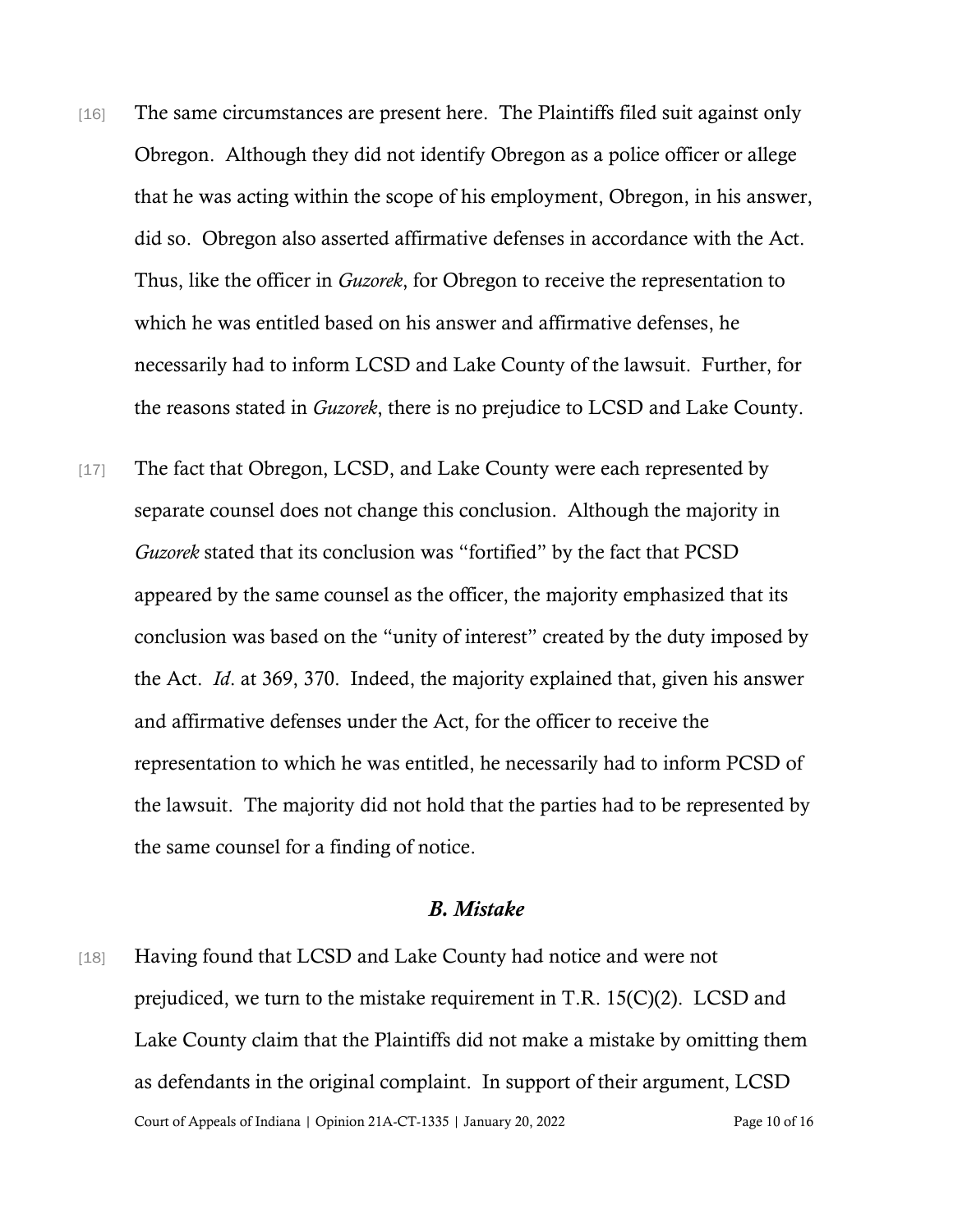[16] The same circumstances are present here. The Plaintiffs filed suit against only Obregon. Although they did not identify Obregon as a police officer or allege that he was acting within the scope of his employment, Obregon, in his answer, did so. Obregon also asserted affirmative defenses in accordance with the Act. Thus, like the officer in *Guzorek*, for Obregon to receive the representation to which he was entitled based on his answer and affirmative defenses, he necessarily had to inform LCSD and Lake County of the lawsuit. Further, for the reasons stated in *Guzorek*, there is no prejudice to LCSD and Lake County.

[17] The fact that Obregon, LCSD, and Lake County were each represented by separate counsel does not change this conclusion. Although the majority in *Guzorek* stated that its conclusion was "fortified" by the fact that PCSD appeared by the same counsel as the officer, the majority emphasized that its conclusion was based on the "unity of interest" created by the duty imposed by the Act. *Id*. at 369, 370. Indeed, the majority explained that, given his answer and affirmative defenses under the Act, for the officer to receive the representation to which he was entitled, he necessarily had to inform PCSD of the lawsuit. The majority did not hold that the parties had to be represented by the same counsel for a finding of notice.

### *B. Mistake*

[18] Having found that LCSD and Lake County had notice and were not prejudiced, we turn to the mistake requirement in T.R. 15(C)(2). LCSD and Lake County claim that the Plaintiffs did not make a mistake by omitting them as defendants in the original complaint. In support of their argument, LCSD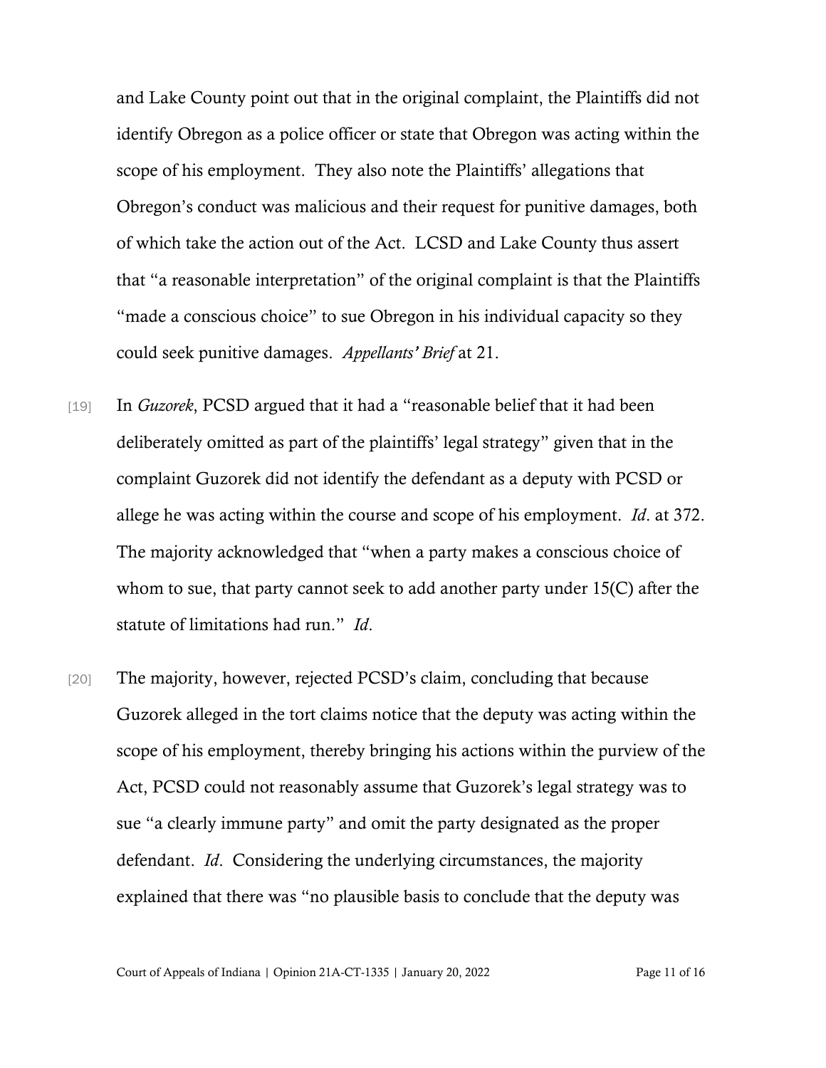and Lake County point out that in the original complaint, the Plaintiffs did not identify Obregon as a police officer or state that Obregon was acting within the scope of his employment. They also note the Plaintiffs' allegations that Obregon's conduct was malicious and their request for punitive damages, both of which take the action out of the Act. LCSD and Lake County thus assert that "a reasonable interpretation" of the original complaint is that the Plaintiffs "made a conscious choice" to sue Obregon in his individual capacity so they could seek punitive damages. *Appellants' Brief* at 21.

[19] In *Guzorek*, PCSD argued that it had a "reasonable belief that it had been deliberately omitted as part of the plaintiffs' legal strategy" given that in the complaint Guzorek did not identify the defendant as a deputy with PCSD or allege he was acting within the course and scope of his employment. *Id*. at 372. The majority acknowledged that "when a party makes a conscious choice of whom to sue, that party cannot seek to add another party under 15(C) after the statute of limitations had run." *Id*.

[20] The majority, however, rejected PCSD's claim, concluding that because Guzorek alleged in the tort claims notice that the deputy was acting within the scope of his employment, thereby bringing his actions within the purview of the Act, PCSD could not reasonably assume that Guzorek's legal strategy was to sue "a clearly immune party" and omit the party designated as the proper defendant. *Id*. Considering the underlying circumstances, the majority explained that there was "no plausible basis to conclude that the deputy was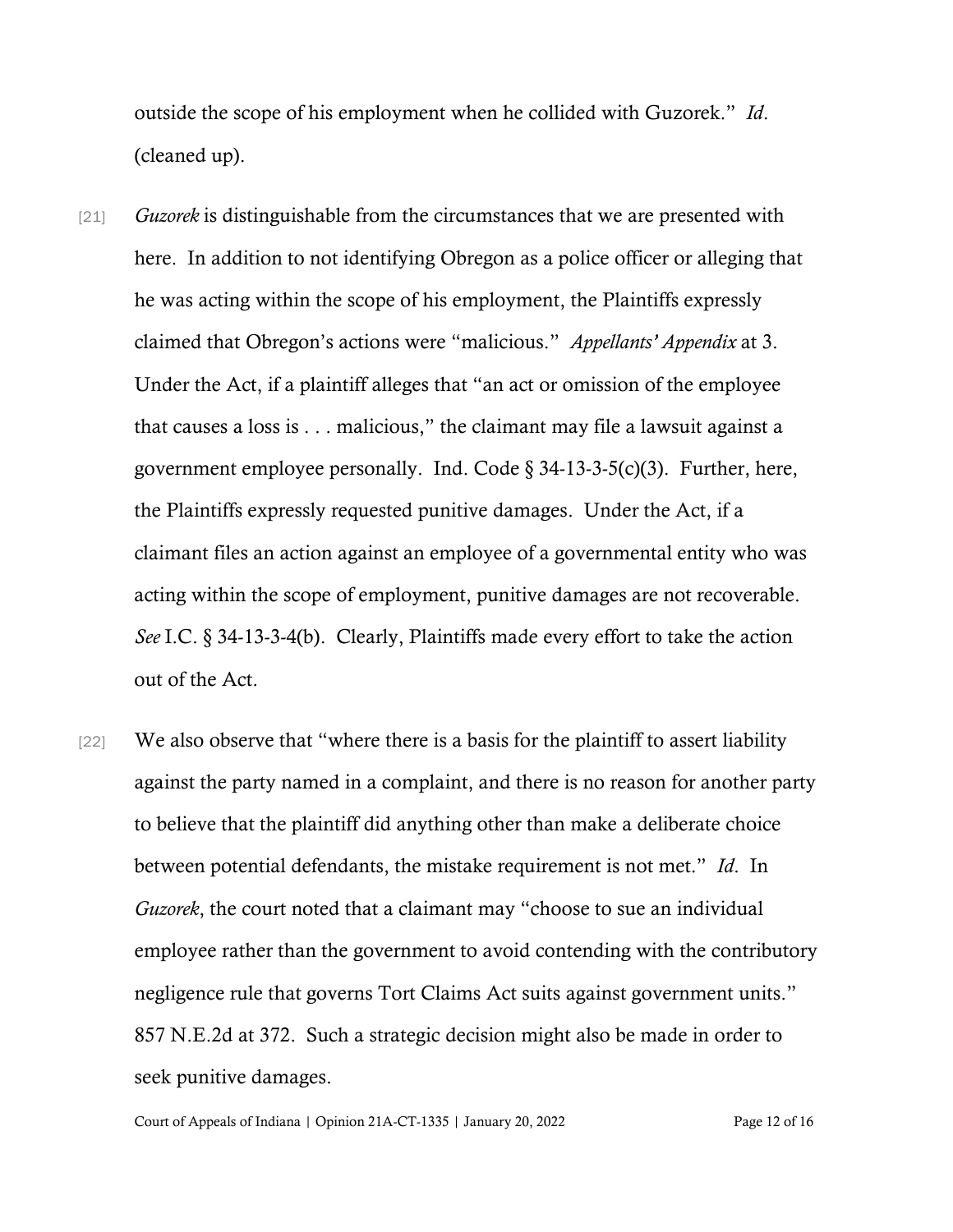outside the scope of his employment when he collided with Guzorek." *Id*. (cleaned up).

[21] *Guzorek* is distinguishable from the circumstances that we are presented with here. In addition to not identifying Obregon as a police officer or alleging that he was acting within the scope of his employment, the Plaintiffs expressly claimed that Obregon's actions were "malicious." *Appellants' Appendix* at 3. Under the Act, if a plaintiff alleges that "an act or omission of the employee that causes a loss is . . . malicious," the claimant may file a lawsuit against a government employee personally. Ind. Code § 34-13-3-5(c)(3). Further, here, the Plaintiffs expressly requested punitive damages. Under the Act, if a claimant files an action against an employee of a governmental entity who was acting within the scope of employment, punitive damages are not recoverable. *See* I.C. § 34-13-3-4(b). Clearly, Plaintiffs made every effort to take the action out of the Act.

[22] We also observe that "where there is a basis for the plaintiff to assert liability against the party named in a complaint, and there is no reason for another party to believe that the plaintiff did anything other than make a deliberate choice between potential defendants, the mistake requirement is not met." *Id*. In *Guzorek*, the court noted that a claimant may "choose to sue an individual employee rather than the government to avoid contending with the contributory negligence rule that governs Tort Claims Act suits against government units." 857 N.E.2d at 372. Such a strategic decision might also be made in order to seek punitive damages.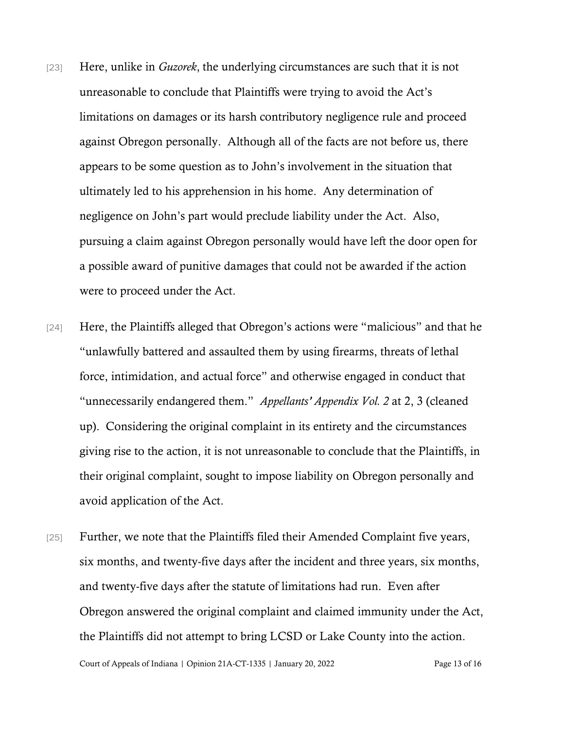[23] Here, unlike in *Guzorek*, the underlying circumstances are such that it is not unreasonable to conclude that Plaintiffs were trying to avoid the Act's limitations on damages or its harsh contributory negligence rule and proceed against Obregon personally. Although all of the facts are not before us, there appears to be some question as to John's involvement in the situation that ultimately led to his apprehension in his home. Any determination of negligence on John's part would preclude liability under the Act. Also, pursuing a claim against Obregon personally would have left the door open for a possible award of punitive damages that could not be awarded if the action were to proceed under the Act.

[24] Here, the Plaintiffs alleged that Obregon's actions were "malicious" and that he "unlawfully battered and assaulted them by using firearms, threats of lethal force, intimidation, and actual force" and otherwise engaged in conduct that "unnecessarily endangered them." *Appellants' Appendix Vol. 2* at 2, 3 (cleaned up). Considering the original complaint in its entirety and the circumstances giving rise to the action, it is not unreasonable to conclude that the Plaintiffs, in their original complaint, sought to impose liability on Obregon personally and avoid application of the Act.

[25] Further, we note that the Plaintiffs filed their Amended Complaint five years, six months, and twenty-five days after the incident and three years, six months, and twenty-five days after the statute of limitations had run. Even after Obregon answered the original complaint and claimed immunity under the Act, the Plaintiffs did not attempt to bring LCSD or Lake County into the action.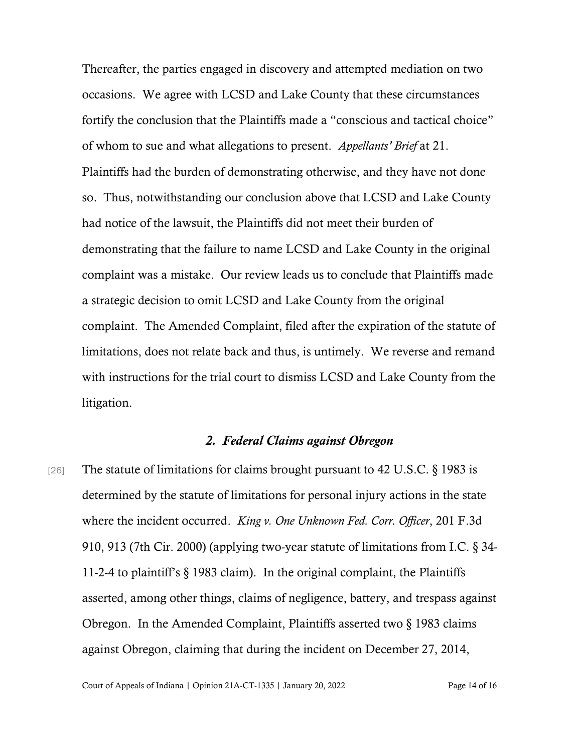Thereafter, the parties engaged in discovery and attempted mediation on two occasions. We agree with LCSD and Lake County that these circumstances fortify the conclusion that the Plaintiffs made a "conscious and tactical choice" of whom to sue and what allegations to present. *Appellants' Brief* at 21. Plaintiffs had the burden of demonstrating otherwise, and they have not done so. Thus, notwithstanding our conclusion above that LCSD and Lake County had notice of the lawsuit, the Plaintiffs did not meet their burden of demonstrating that the failure to name LCSD and Lake County in the original complaint was a mistake. Our review leads us to conclude that Plaintiffs made a strategic decision to omit LCSD and Lake County from the original complaint. The Amended Complaint, filed after the expiration of the statute of limitations, does not relate back and thus, is untimely. We reverse and remand with instructions for the trial court to dismiss LCSD and Lake County from the litigation.

### *2. Federal Claims against Obregon*

[26] The statute of limitations for claims brought pursuant to 42 U.S.C. § 1983 is determined by the statute of limitations for personal injury actions in the state where the incident occurred. *King v. One Unknown Fed. Corr. Officer*, 201 F.3d 910, 913 (7th Cir. 2000) (applying two-year statute of limitations from I.C. § 34-11-2-4 to plaintiff's § 1983 claim). In the original complaint, the Plaintiffs asserted, among other things, claims of negligence, battery, and trespass against Obregon. In the Amended Complaint, Plaintiffs asserted two § 1983 claims against Obregon, claiming that during the incident on December 27, 2014,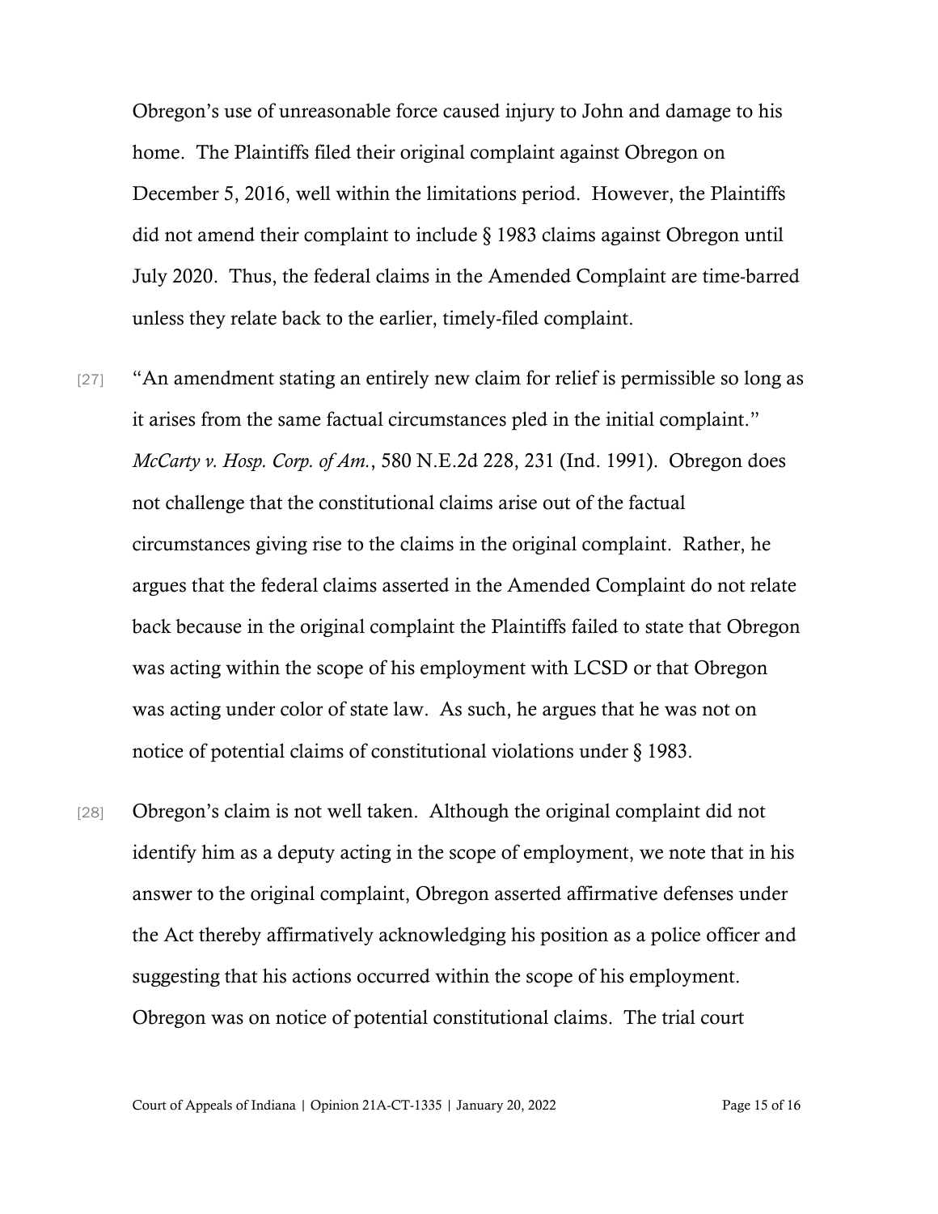Obregon's use of unreasonable force caused injury to John and damage to his home. The Plaintiffs filed their original complaint against Obregon on December 5, 2016, well within the limitations period. However, the Plaintiffs did not amend their complaint to include § 1983 claims against Obregon until July 2020. Thus, the federal claims in the Amended Complaint are time-barred unless they relate back to the earlier, timely-filed complaint.

[27] "An amendment stating an entirely new claim for relief is permissible so long as it arises from the same factual circumstances pled in the initial complaint." *McCarty v. Hosp. Corp. of Am.*, 580 N.E.2d 228, 231 (Ind. 1991). Obregon does not challenge that the constitutional claims arise out of the factual circumstances giving rise to the claims in the original complaint. Rather, he argues that the federal claims asserted in the Amended Complaint do not relate back because in the original complaint the Plaintiffs failed to state that Obregon was acting within the scope of his employment with LCSD or that Obregon was acting under color of state law. As such, he argues that he was not on notice of potential claims of constitutional violations under § 1983.

[28] Obregon's claim is not well taken. Although the original complaint did not identify him as a deputy acting in the scope of employment, we note that in his answer to the original complaint, Obregon asserted affirmative defenses under the Act thereby affirmatively acknowledging his position as a police officer and suggesting that his actions occurred within the scope of his employment. Obregon was on notice of potential constitutional claims. The trial court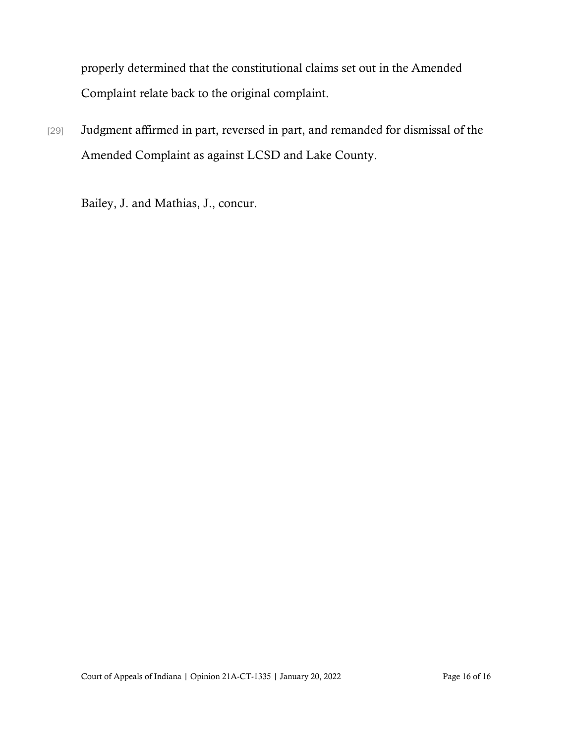properly determined that the constitutional claims set out in the Amended Complaint relate back to the original complaint.

[29] Judgment affirmed in part, reversed in part, and remanded for dismissal of the Amended Complaint as against LCSD and Lake County.

Bailey, J. and Mathias, J., concur.